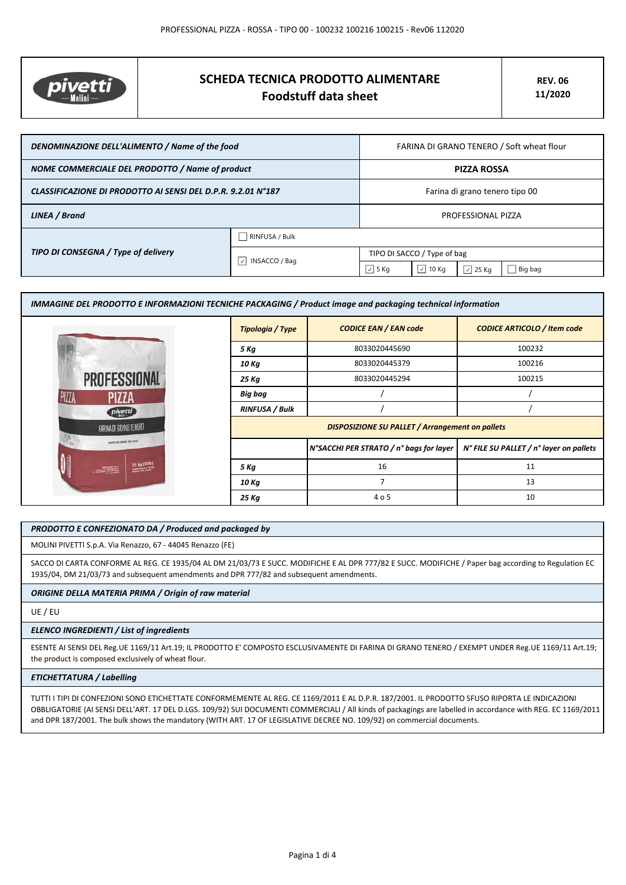# SCHEDA TECNICA PRODOTTO ALIMENTARE
## Foodstuff data sheet

**REV. 06**
**11/2020**

| | | | | | |
|---|---|---|---|---|---|
| *DENOMINAZIONE DELL'ALIMENTO / Name of the food* | | FARINA DI GRANO TENERO / Soft wheat flour | | | |
| *NOME COMMERCIALE DEL PRODOTTO / Name of product* | | **PIZZA ROSSA** | | | |
| *CLASSIFICAZIONE DI PRODOTTO AI SENSI DEL D.P.R. 9.2.01 N°187* | | Farina di grano tenero tipo 00 | | | |
| *LINEA / Brand* | | PROFESSIONAL PIZZA | | | |
| *TIPO DI CONSEGNA / Type of delivery* | ☐ RINFUSA / Bulk | | | | |
| | ☑ INSACCO / Bag | TIPO DI SACCO / Type of bag | | | |
| | | ☑ 5 Kg | ☑ 10 Kg | ☑ 25 Kg | ☐ Big bag |

### *IMMAGINE DEL PRODOTTO E INFORMAZIONI TECNICHE PACKAGING / Product image and packaging technical information*

| *Tipologia / Type* | *CODICE EAN / EAN code* | *CODICE ARTICOLO / Item code* |
|---|---|---|
| *5 Kg* | 8033020445690 | 100232 |
| *10 Kg* | 8033020445379 | 100216 |
| *25 Kg* | 8033020445294 | 100215 |
| *Big bag* | / | / |
| *RINFUSA / Bulk* | / | / |
| ***DISPOSIZIONE SU PALLET / Arrangement on pallets*** | | |
| | *N°SACCHI PER STRATO / n° bags for layer* | *N° FILE SU PALLET / n° layer on pallets* |
| *5 Kg* | 16 | 11 |
| *10 Kg* | 7 | 13 |
| *25 Kg* | 4 o 5 | 10 |

***PRODOTTO E CONFEZIONATO DA / Produced and packaged by***

MOLINI PIVETTI S.p.A. Via Renazzo, 67 - 44045 Renazzo (FE)

SACCO DI CARTA CONFORME AL REG. CE 1935/04 AL DM 21/03/73 E SUCC. MODIFICHE E AL DPR 777/82 E SUCC. MODIFICHE / Paper bag according to Regulation EC 1935/04, DM 21/03/73 and subsequent amendments and DPR 777/82 and subsequent amendments.

***ORIGINE DELLA MATERIA PRIMA / Origin of raw material***

UE / EU

***ELENCO INGREDIENTI / List of ingredients***

ESENTE AI SENSI DEL Reg.UE 1169/11 Art.19; IL PRODOTTO E' COMPOSTO ESCLUSIVAMENTE DI FARINA DI GRANO TENERO / EXEMPT UNDER Reg.UE 1169/11 Art.19; the product is composed exclusively of wheat flour.

***ETICHETTATURA / Labelling***

TUTTI I TIPI DI CONFEZIONI SONO ETICHETTATE CONFORMEMENTE AL REG. CE 1169/2011 E AL D.P.R. 187/2001. IL PRODOTTO SFUSO RIPORTA LE INDICAZIONI OBBLIGATORIE (AI SENSI DELL'ART. 17 DEL D.LGS. 109/92) SUI DOCUMENTI COMMERCIALI / All kinds of packagings are labelled in accordance with REG. EC 1169/2011 and DPR 187/2001. The bulk shows the mandatory (WITH ART. 17 OF LEGISLATIVE DECREE NO. 109/92) on commercial documents.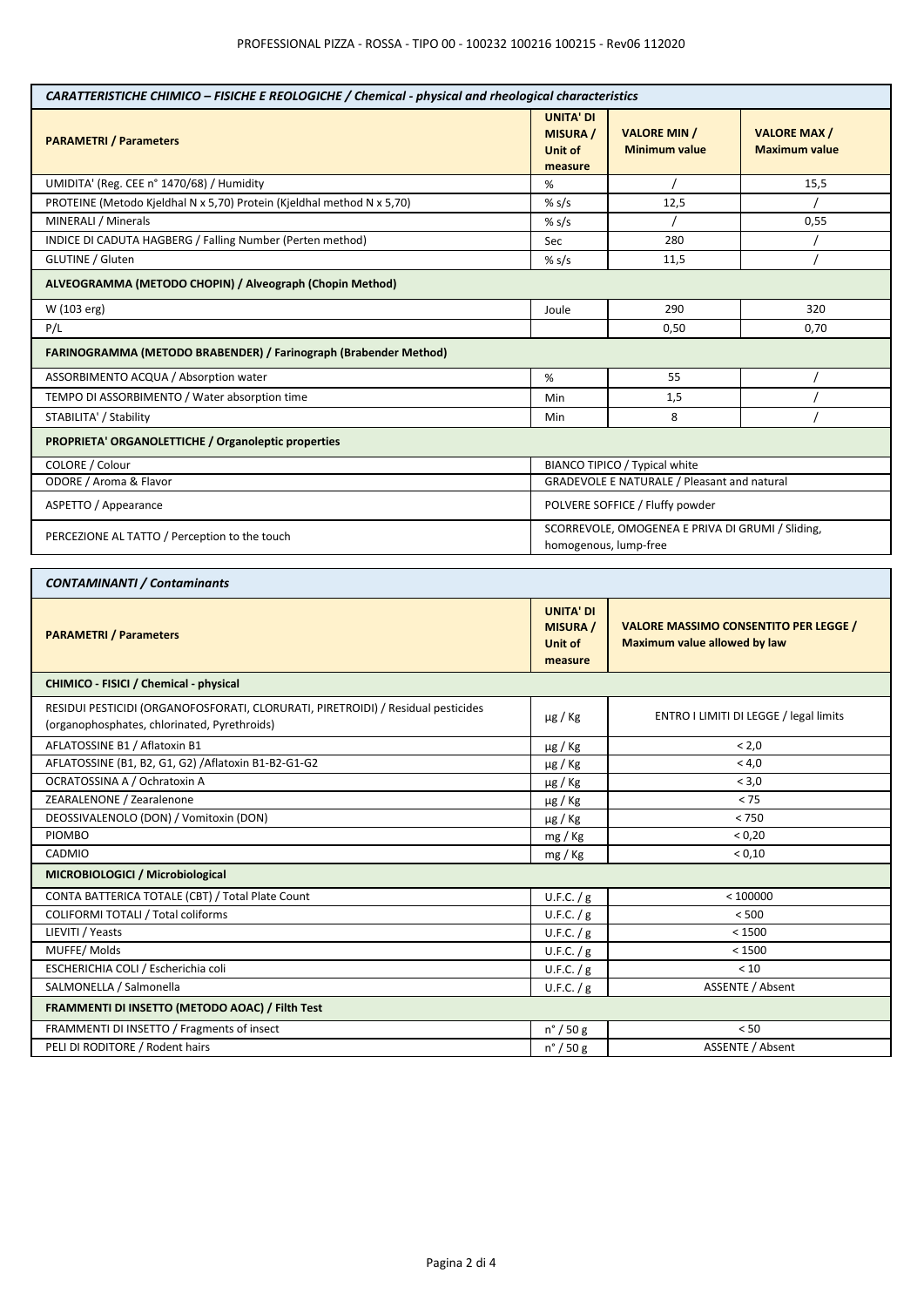| *CARATTERISTICHE CHIMICO – FISICHE E REOLOGICHE / Chemical - physical and rheological characteristics* | | | |
|---|---|---|---|
| **PARAMETRI / Parameters** | **UNITA' DI MISURA / Unit of measure** | **VALORE MIN / Minimum value** | **VALORE MAX / Maximum value** |
| UMIDITA' (Reg. CEE n° 1470/68) / Humidity | % | / | 15,5 |
| PROTEINE (Metodo Kjeldhal N x 5,70) Protein (Kjeldhal method N x 5,70) | % s/s | 12,5 | / |
| MINERALI / Minerals | % s/s | / | 0,55 |
| INDICE DI CADUTA HAGBERG / Falling Number (Perten method) | Sec | 280 | / |
| GLUTINE / Gluten | % s/s | 11,5 | / |
| **ALVEOGRAMMA (METODO CHOPIN) / Alveograph (Chopin Method)** | | | |
| W (103 erg) | Joule | 290 | 320 |
| P/L | | 0,50 | 0,70 |
| **FARINOGRAMMA (METODO BRABENDER) / Farinograph (Brabender Method)** | | | |
| ASSORBIMENTO ACQUA / Absorption water | % | 55 | / |
| TEMPO DI ASSORBIMENTO / Water absorption time | Min | 1,5 | / |
| STABILITA' / Stability | Min | 8 | / |
| **PROPRIETA' ORGANOLETTICHE / Organoleptic properties** | | | |
| COLORE / Colour | BIANCO TIPICO / Typical white | | |
| ODORE / Aroma & Flavor | GRADEVOLE E NATURALE / Pleasant and natural | | |
| ASPETTO / Appearance | POLVERE SOFFICE / Fluffy powder | | |
| PERCEZIONE AL TATTO / Perception to the touch | SCORREVOLE, OMOGENEA E PRIVA DI GRUMI / Sliding, homogenous, lump-free | | |

| *CONTAMINANTI / Contaminants* | | |
|---|---|---|
| **PARAMETRI / Parameters** | **UNITA' DI MISURA / Unit of measure** | **VALORE MASSIMO CONSENTITO PER LEGGE / Maximum value allowed by law** |
| **CHIMICO - FISICI / Chemical - physical** | | |
| RESIDUI PESTICIDI (ORGANOFOSFORATI, CLORURATI, PIRETROIDI) / Residual pesticides (organophosphates, chlorinated, Pyrethroids) | µg / Kg | ENTRO I LIMITI DI LEGGE / legal limits |
| AFLATOSSINE B1 / Aflatoxin B1 | µg / Kg | < 2,0 |
| AFLATOSSINE (B1, B2, G1, G2) /Aflatoxin B1-B2-G1-G2 | µg / Kg | < 4,0 |
| OCRATOSSINA A / Ochratoxin A | µg / Kg | < 3,0 |
| ZEARALENONE / Zearalenone | µg / Kg | < 75 |
| DEOSSIVALENOLO (DON) / Vomitoxin (DON) | µg / Kg | < 750 |
| PIOMBO | mg / Kg | < 0,20 |
| CADMIO | mg / Kg | < 0,10 |
| **MICROBIOLOGICI / Microbiological** | | |
| CONTA BATTERICA TOTALE (CBT) / Total Plate Count | U.F.C. / g | < 100000 |
| COLIFORMI TOTALI / Total coliforms | U.F.C. / g | < 500 |
| LIEVITI / Yeasts | U.F.C. / g | < 1500 |
| MUFFE/ Molds | U.F.C. / g | < 1500 |
| ESCHERICHIA COLI / Escherichia coli | U.F.C. / g | < 10 |
| SALMONELLA / Salmonella | U.F.C. / g | ASSENTE / Absent |
| **FRAMMENTI DI INSETTO (METODO AOAC) / Filth Test** | | |
| FRAMMENTI DI INSETTO / Fragments of insect | n° / 50 g | < 50 |
| PELI DI RODITORE / Rodent hairs | n° / 50 g | ASSENTE / Absent |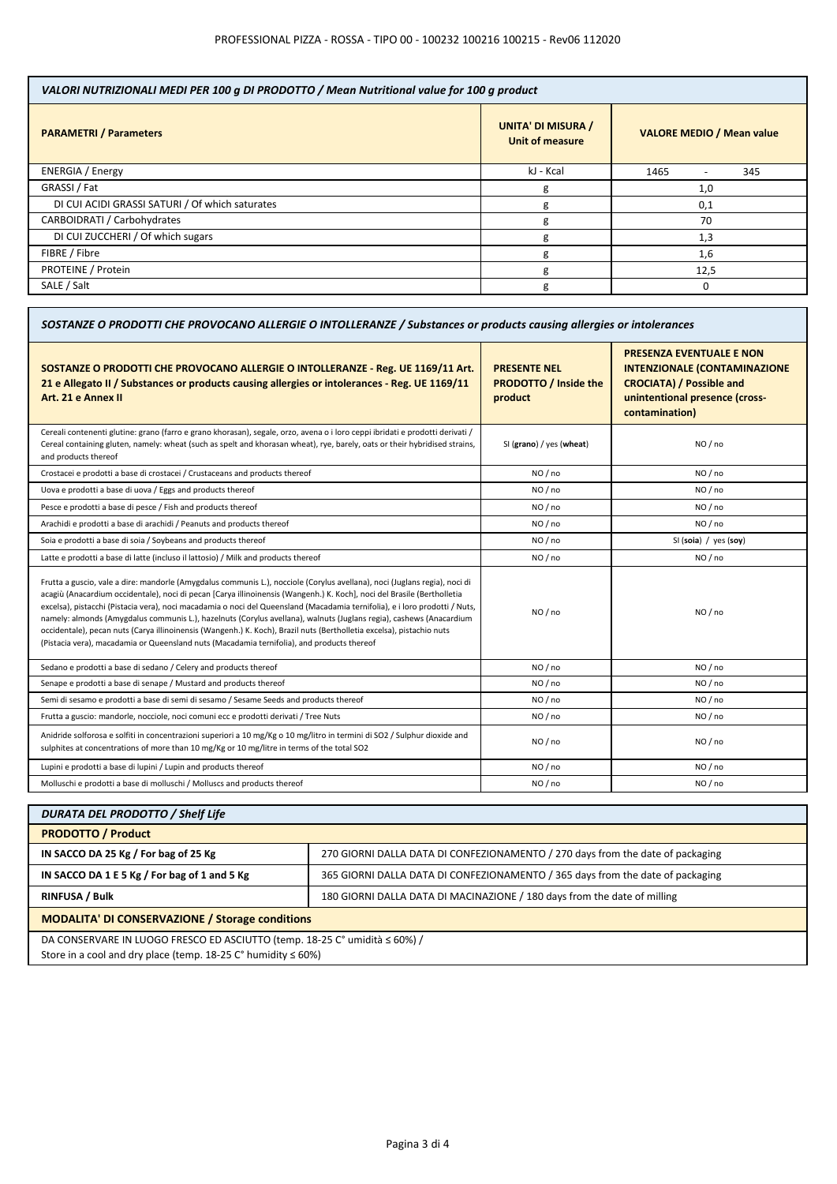| *VALORI NUTRIZIONALI MEDI PER 100 g DI PRODOTTO / Mean Nutritional value for 100 g product* | | |
|---|---|---|
| **PARAMETRI / Parameters** | **UNITA' DI MISURA / Unit of measure** | **VALORE MEDIO / Mean value** |
| ENERGIA / Energy | kJ - Kcal | 1465 - 345 |
| GRASSI / Fat | g | 1,0 |
| DI CUI ACIDI GRASSI SATURI / Of which saturates | g | 0,1 |
| CARBOIDRATI / Carbohydrates | g | 70 |
| DI CUI ZUCCHERI / Of which sugars | g | 1,3 |
| FIBRE / Fibre | g | 1,6 |
| PROTEINE / Protein | g | 12,5 |
| SALE / Salt | g | 0 |

| *SOSTANZE O PRODOTTI CHE PROVOCANO ALLERGIE O INTOLLERANZE / Substances or products causing allergies or intolerances* | | |
|---|---|---|
| **SOSTANZE O PRODOTTI CHE PROVOCANO ALLERGIE O INTOLLERANZE - Reg. UE 1169/11 Art. 21 e Allegato II / Substances or products causing allergies or intolerances - Reg. UE 1169/11 Art. 21 e Annex II** | **PRESENTE NEL PRODOTTO / Inside the product** | **PRESENZA EVENTUALE E NON INTENZIONALE (CONTAMINAZIONE CROCIATA) / Possible and unintentional presence (cross-contamination)** |
| Cereali contenenti glutine: grano (farro e grano khorasan), segale, orzo, avena o i loro ceppi ibridati e prodotti derivati / Cereal containing gluten, namely: wheat (such as spelt and khorasan wheat), rye, barely, oats or their hybridised strains, and products thereof | SI (**grano**) / yes (**wheat**) | NO / no |
| Crostacei e prodotti a base di crostacei / Crustaceans and products thereof | NO / no | NO / no |
| Uova e prodotti a base di uova / Eggs and products thereof | NO / no | NO / no |
| Pesce e prodotti a base di pesce / Fish and products thereof | NO / no | NO / no |
| Arachidi e prodotti a base di arachidi / Peanuts and products thereof | NO / no | NO / no |
| Soia e prodotti a base di soia / Soybeans and products thereof | NO / no | SI (**soia**) / yes (**soy**) |
| Latte e prodotti a base di latte (incluso il lattosio) / Milk and products thereof | NO / no | NO / no |
| Frutta a guscio, vale a dire: mandorle (Amygdalus communis L.), nocciole (Corylus avellana), noci (Juglans regia), noci di acagiù (Anacardium occidentale), noci di pecan [Carya illinoinensis (Wangenh.) K. Koch], noci del Brasile (Bertholletia excelsa), pistacchi (Pistacia vera), noci macadamia o noci del Queensland (Macadamia ternifolia), e i loro prodotti / Nuts, namely: almonds (Amygdalus communis L.), hazelnuts (Corylus avellana), walnuts (Juglans regia), cashews (Anacardium occidentale), pecan nuts (Carya illinoinensis (Wangenh.) K. Koch), Brazil nuts (Bertholletia excelsa), pistachio nuts (Pistacia vera), macadamia or Queensland nuts (Macadamia ternifolia), and products thereof | NO / no | NO / no |
| Sedano e prodotti a base di sedano / Celery and products thereof | NO / no | NO / no |
| Senape e prodotti a base di senape / Mustard and products thereof | NO / no | NO / no |
| Semi di sesamo e prodotti a base di semi di sesamo / Sesame Seeds and products thereof | NO / no | NO / no |
| Frutta a guscio: mandorle, nocciole, noci comuni ecc e prodotti derivati / Tree Nuts | NO / no | NO / no |
| Anidride solforosa e solfiti in concentrazioni superiori a 10 mg/Kg o 10 mg/litro in termini di SO2 / Sulphur dioxide and sulphites at concentrations of more than 10 mg/Kg or 10 mg/litre in terms of the total SO2 | NO / no | NO / no |
| Lupini e prodotti a base di lupini / Lupin and products thereof | NO / no | NO / no |
| Molluschi e prodotti a base di molluschi / Molluscs and products thereof | NO / no | NO / no |

| *DURATA DEL PRODOTTO / Shelf Life* | |
|---|---|
| **PRODOTTO / Product** | |
| **IN SACCO DA 25 Kg / For bag of 25 Kg** | 270 GIORNI DALLA DATA DI CONFEZIONAMENTO / 270 days from the date of packaging |
| **IN SACCO DA 1 E 5 Kg / For bag of 1 and 5 Kg** | 365 GIORNI DALLA DATA DI CONFEZIONAMENTO / 365 days from the date of packaging |
| **RINFUSA / Bulk** | 180 GIORNI DALLA DATA DI MACINAZIONE / 180 days from the date of milling |
| **MODALITA' DI CONSERVAZIONE / Storage conditions** | |
| DA CONSERVARE IN LUOGO FRESCO ED ASCIUTTO (temp. 18-25 C° umidità ≤ 60%) / Store in a cool and dry place (temp. 18-25 C° humidity ≤ 60%) | |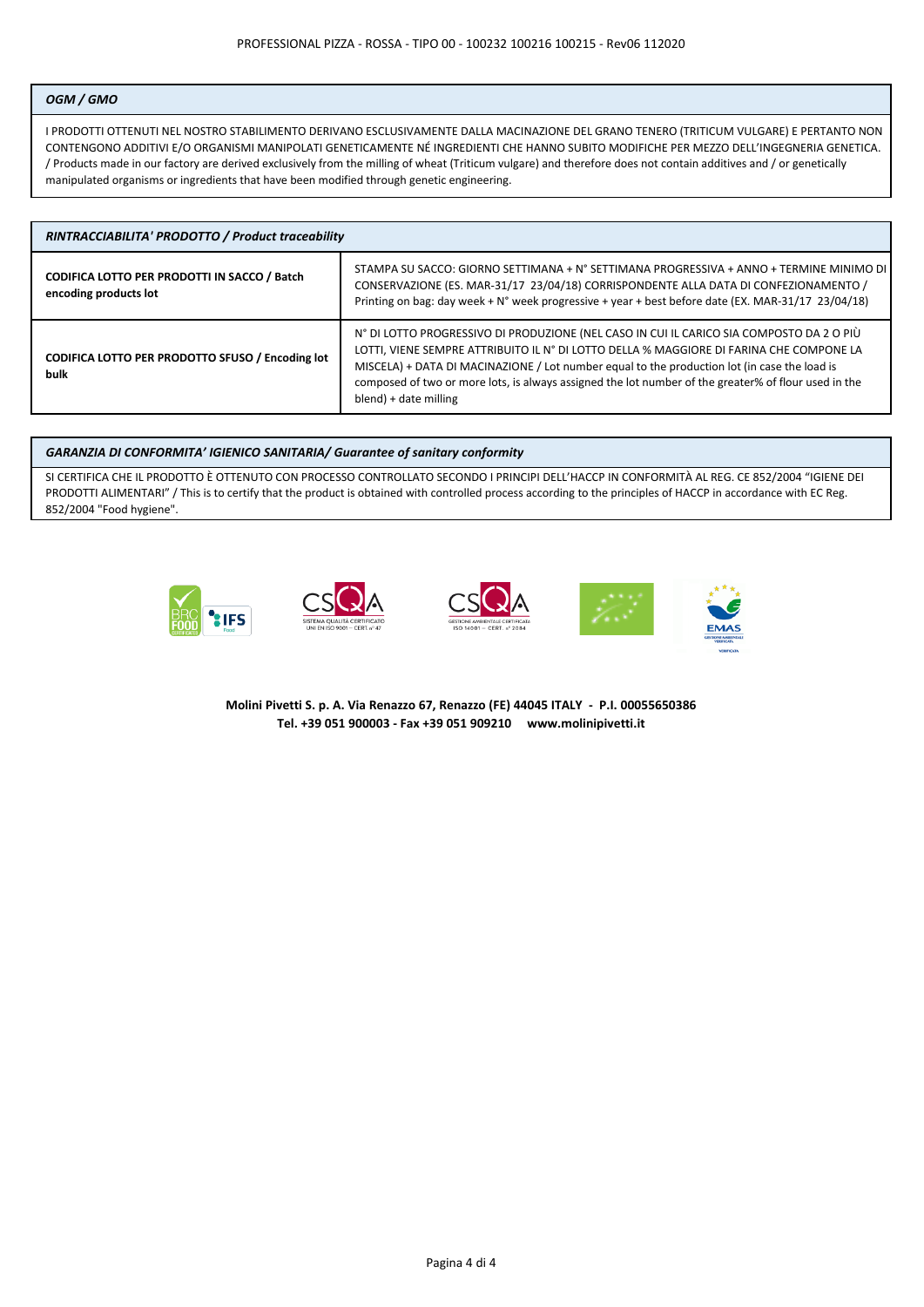## *OGM / GMO*

I PRODOTTI OTTENUTI NEL NOSTRO STABILIMENTO DERIVANO ESCLUSIVAMENTE DALLA MACINAZIONE DEL GRANO TENERO (TRITICUM VULGARE) E PERTANTO NON CONTENGONO ADDITIVI E/O ORGANISMI MANIPOLATI GENETICAMENTE NÉ INGREDIENTI CHE HANNO SUBITO MODIFICHE PER MEZZO DELL'INGEGNERIA GENETICA. / Products made in our factory are derived exclusively from the milling of wheat (Triticum vulgare) and therefore does not contain additives and / or genetically manipulated organisms or ingredients that have been modified through genetic engineering.

## *RINTRACCIABILITA' PRODOTTO / Product traceability*

| | |
|---|---|
| **CODIFICA LOTTO PER PRODOTTI IN SACCO / Batch encoding products lot** | STAMPA SU SACCO: GIORNO SETTIMANA + N° SETTIMANA PROGRESSIVA + ANNO + TERMINE MINIMO DI CONSERVAZIONE (ES. MAR-31/17 23/04/18) CORRISPONDENTE ALLA DATA DI CONFEZIONAMENTO / Printing on bag: day week + N° week progressive + year + best before date (EX. MAR-31/17 23/04/18) |
| **CODIFICA LOTTO PER PRODOTTO SFUSO / Encoding lot bulk** | N° DI LOTTO PROGRESSIVO DI PRODUZIONE (NEL CASO IN CUI IL CARICO SIA COMPOSTO DA 2 O PIÙ LOTTI, VIENE SEMPRE ATTRIBUITO IL N° DI LOTTO DELLA % MAGGIORE DI FARINA CHE COMPONE LA MISCELA) + DATA DI MACINAZIONE / Lot number equal to the production lot (in case the load is composed of two or more lots, is always assigned the lot number of the greater% of flour used in the blend) + date milling |

## *GARANZIA DI CONFORMITA' IGIENICO SANITARIA/ Guarantee of sanitary conformity*

SI CERTIFICA CHE IL PRODOTTO È OTTENUTO CON PROCESSO CONTROLLATO SECONDO I PRINCIPI DELL'HACCP IN CONFORMITÀ AL REG. CE 852/2004 "IGIENE DEI PRODOTTI ALIMENTARI" / This is to certify that the product is obtained with controlled process according to the principles of HACCP in accordance with EC Reg. 852/2004 "Food hygiene".

BRC FOOD CERTIFICATED · IFS Food · CSQA SISTEMA QUALITÀ CERTIFICATO UNI EN ISO 9001 – CERT. n° 47 · CSQA GESTIONE AMBIENTALE CERTIFICATA ISO 14001 – CERT. n° 2084 · EMAS GESTIONE AMBIENTALE VERIFICATA

**Molini Pivetti S. p. A. Via Renazzo 67, Renazzo (FE) 44045 ITALY - P.I. 00055650386**
**Tel. +39 051 900003 - Fax +39 051 909210 www.molinipivetti.it**